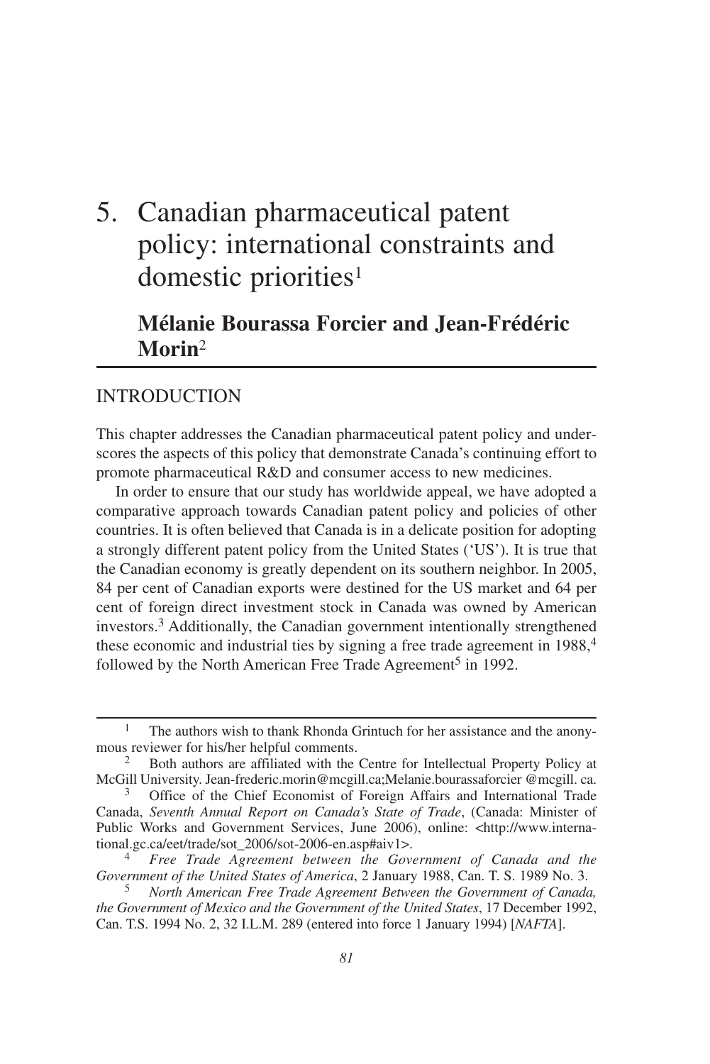# 5. Canadian pharmaceutical patent policy: international constraints and domestic priorities[1]

## Mélanie Bourassa Forcier and Jean-Frédéric Morin[2]

### INTRODUCTION

This chapter addresses the Canadian pharmaceutical patent policy and underscores the aspects of this policy that demonstrate Canada's continuing effort to promote pharmaceutical R&D and consumer access to new medicines.

In order to ensure that our study has worldwide appeal, we have adopted a comparative approach towards Canadian patent policy and policies of other countries. It is often believed that Canada is in a delicate position for adopting a strongly different patent policy from the United States ('US'). It is true that the Canadian economy is greatly dependent on its southern neighbor. In 2005, 84 per cent of Canadian exports were destined for the US market and 64 per cent of foreign direct investment stock in Canada was owned by American investors.[3] Additionally, the Canadian government intentionally strengthened these economic and industrial ties by signing a free trade agreement in 1988,[4] followed by the North American Free Trade Agreement[5] in 1992.

---

[1] The authors wish to thank Rhonda Grintuch for her assistance and the anonymous reviewer for his/her helpful comments.

[2] Both authors are affiliated with the Centre for Intellectual Property Policy at McGill University. Jean-frederic.morin@mcgill.ca;Melanie.bourassaforcier @mcgill. ca.

[3] Office of the Chief Economist of Foreign Affairs and International Trade Canada, *Seventh Annual Report on Canada's State of Trade*, (Canada: Minister of Public Works and Government Services, June 2006), online: <http://www.international.gc.ca/eet/trade/sot_2006/sot-2006-en.asp#aiv1>.

[4] *Free Trade Agreement between the Government of Canada and the Government of the United States of America*, 2 January 1988, Can. T. S. 1989 No. 3.

[5] *North American Free Trade Agreement Between the Government of Canada, the Government of Mexico and the Government of the United States*, 17 December 1992, Can. T.S. 1994 No. 2, 32 I.L.M. 289 (entered into force 1 January 1994) [*NAFTA*].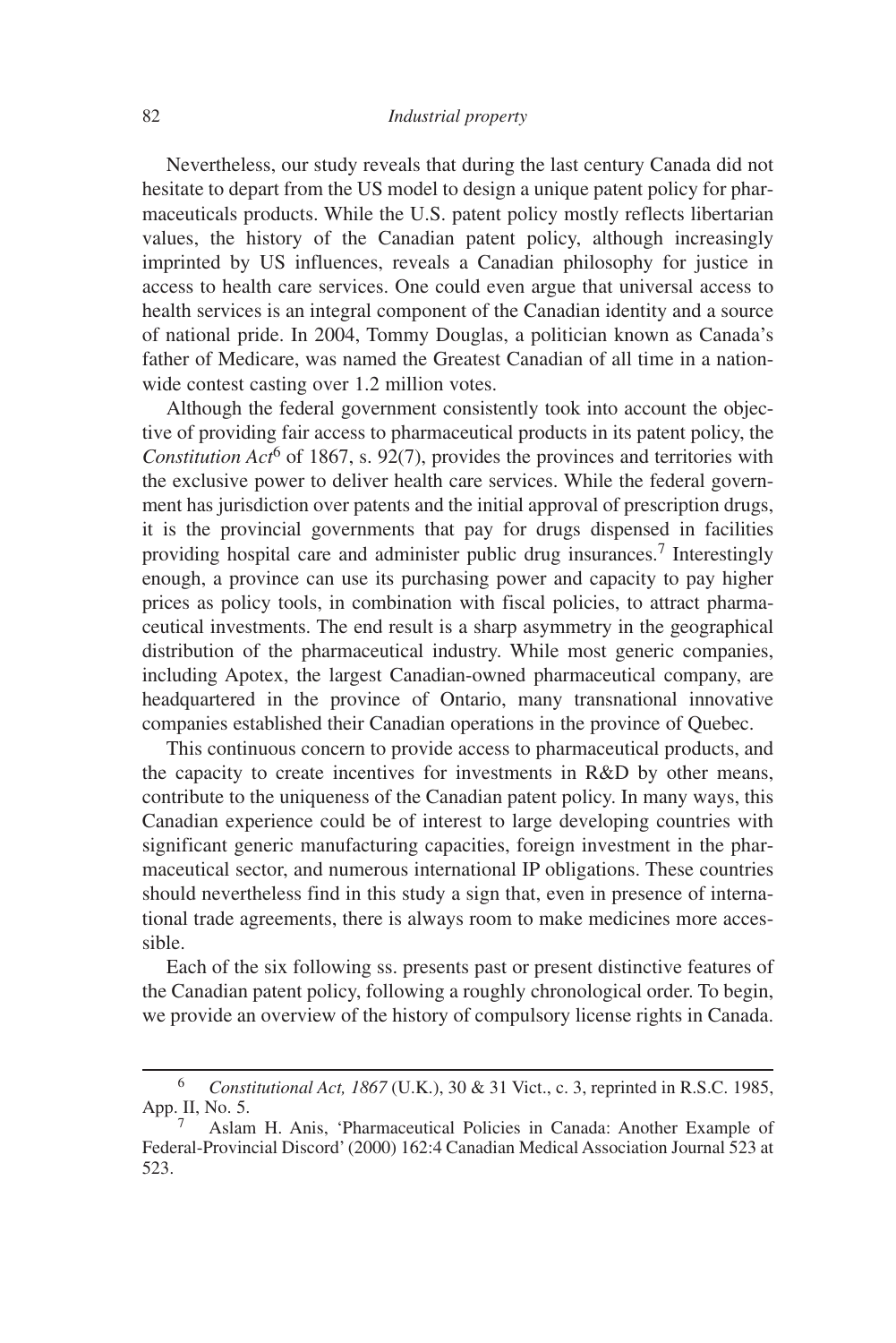Nevertheless, our study reveals that during the last century Canada did not hesitate to depart from the US model to design a unique patent policy for pharmaceuticals products. While the U.S. patent policy mostly reflects libertarian values, the history of the Canadian patent policy, although increasingly imprinted by US influences, reveals a Canadian philosophy for justice in access to health care services. One could even argue that universal access to health services is an integral component of the Canadian identity and a source of national pride. In 2004, Tommy Douglas, a politician known as Canada's father of Medicare, was named the Greatest Canadian of all time in a nationwide contest casting over 1.2 million votes.

Although the federal government consistently took into account the objective of providing fair access to pharmaceutical products in its patent policy, the *Constitution Act*[6] of 1867, s. 92(7), provides the provinces and territories with the exclusive power to deliver health care services. While the federal government has jurisdiction over patents and the initial approval of prescription drugs, it is the provincial governments that pay for drugs dispensed in facilities providing hospital care and administer public drug insurances.[7] Interestingly enough, a province can use its purchasing power and capacity to pay higher prices as policy tools, in combination with fiscal policies, to attract pharmaceutical investments. The end result is a sharp asymmetry in the geographical distribution of the pharmaceutical industry. While most generic companies, including Apotex, the largest Canadian-owned pharmaceutical company, are headquartered in the province of Ontario, many transnational innovative companies established their Canadian operations in the province of Quebec.

This continuous concern to provide access to pharmaceutical products, and the capacity to create incentives for investments in R&D by other means, contribute to the uniqueness of the Canadian patent policy. In many ways, this Canadian experience could be of interest to large developing countries with significant generic manufacturing capacities, foreign investment in the pharmaceutical sector, and numerous international IP obligations. These countries should nevertheless find in this study a sign that, even in presence of international trade agreements, there is always room to make medicines more accessible.

Each of the six following ss. presents past or present distinctive features of the Canadian patent policy, following a roughly chronological order. To begin, we provide an overview of the history of compulsory license rights in Canada.

---

[6] *Constitutional Act, 1867* (U.K.), 30 & 31 Vict., c. 3, reprinted in R.S.C. 1985, App. II, No. 5.

[7] Aslam H. Anis, 'Pharmaceutical Policies in Canada: Another Example of Federal-Provincial Discord' (2000) 162:4 Canadian Medical Association Journal 523 at 523.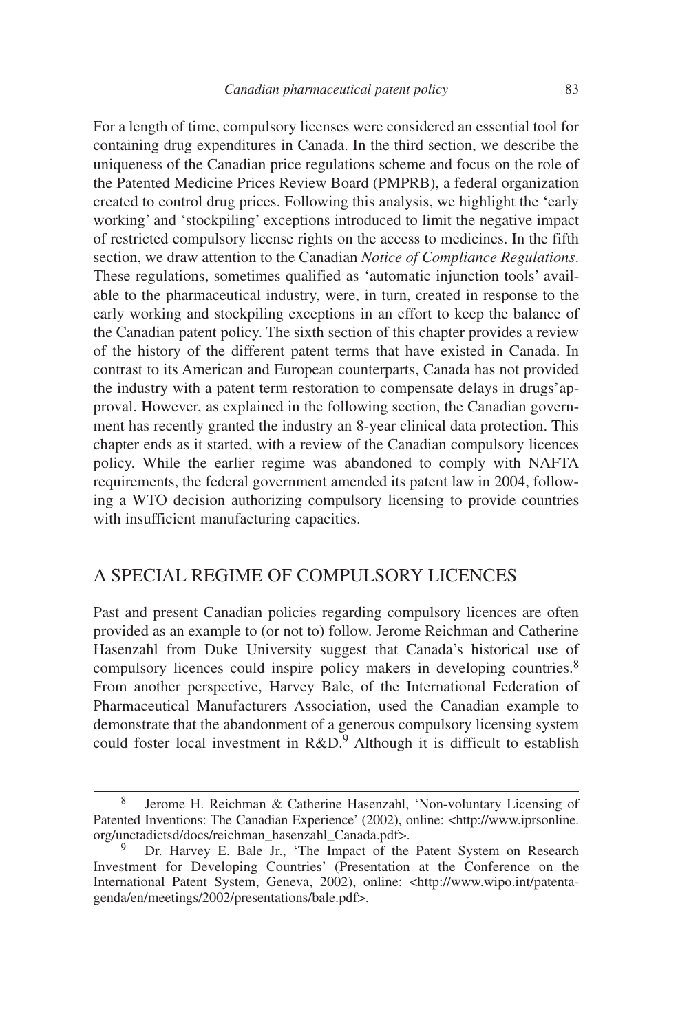For a length of time, compulsory licenses were considered an essential tool for containing drug expenditures in Canada. In the third section, we describe the uniqueness of the Canadian price regulations scheme and focus on the role of the Patented Medicine Prices Review Board (PMPRB), a federal organization created to control drug prices. Following this analysis, we highlight the 'early working' and 'stockpiling' exceptions introduced to limit the negative impact of restricted compulsory license rights on the access to medicines. In the fifth section, we draw attention to the Canadian *Notice of Compliance Regulations*. These regulations, sometimes qualified as 'automatic injunction tools' available to the pharmaceutical industry, were, in turn, created in response to the early working and stockpiling exceptions in an effort to keep the balance of the Canadian patent policy. The sixth section of this chapter provides a review of the history of the different patent terms that have existed in Canada. In contrast to its American and European counterparts, Canada has not provided the industry with a patent term restoration to compensate delays in drugs' approval. However, as explained in the following section, the Canadian government has recently granted the industry an 8-year clinical data protection. This chapter ends as it started, with a review of the Canadian compulsory licences policy. While the earlier regime was abandoned to comply with NAFTA requirements, the federal government amended its patent law in 2004, following a WTO decision authorizing compulsory licensing to provide countries with insufficient manufacturing capacities.

## A SPECIAL REGIME OF COMPULSORY LICENCES

Past and present Canadian policies regarding compulsory licences are often provided as an example to (or not to) follow. Jerome Reichman and Catherine Hasenzahl from Duke University suggest that Canada's historical use of compulsory licences could inspire policy makers in developing countries.[8] From another perspective, Harvey Bale, of the International Federation of Pharmaceutical Manufacturers Association, used the Canadian example to demonstrate that the abandonment of a generous compulsory licensing system could foster local investment in R&D.[9] Although it is difficult to establish

---

[8] Jerome H. Reichman & Catherine Hasenzahl, 'Non-voluntary Licensing of Patented Inventions: The Canadian Experience' (2002), online: <http://www.iprsonline.org/unctadictsd/docs/reichman_hasenzahl_Canada.pdf>.

[9] Dr. Harvey E. Bale Jr., 'The Impact of the Patent System on Research Investment for Developing Countries' (Presentation at the Conference on the International Patent System, Geneva, 2002), online: <http://www.wipo.int/patentagenda/en/meetings/2002/presentations/bale.pdf>.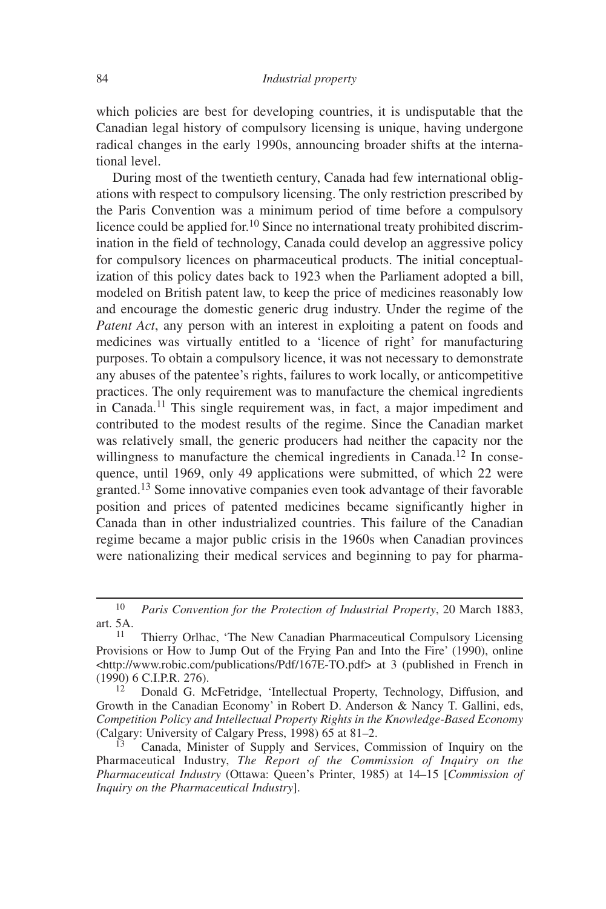which policies are best for developing countries, it is undisputable that the Canadian legal history of compulsory licensing is unique, having undergone radical changes in the early 1990s, announcing broader shifts at the international level.

During most of the twentieth century, Canada had few international obligations with respect to compulsory licensing. The only restriction prescribed by the Paris Convention was a minimum period of time before a compulsory licence could be applied for.[10] Since no international treaty prohibited discrimination in the field of technology, Canada could develop an aggressive policy for compulsory licences on pharmaceutical products. The initial conceptualization of this policy dates back to 1923 when the Parliament adopted a bill, modeled on British patent law, to keep the price of medicines reasonably low and encourage the domestic generic drug industry. Under the regime of the *Patent Act*, any person with an interest in exploiting a patent on foods and medicines was virtually entitled to a 'licence of right' for manufacturing purposes. To obtain a compulsory licence, it was not necessary to demonstrate any abuses of the patentee's rights, failures to work locally, or anticompetitive practices. The only requirement was to manufacture the chemical ingredients in Canada.[11] This single requirement was, in fact, a major impediment and contributed to the modest results of the regime. Since the Canadian market was relatively small, the generic producers had neither the capacity nor the willingness to manufacture the chemical ingredients in Canada.[12] In consequence, until 1969, only 49 applications were submitted, of which 22 were granted.[13] Some innovative companies even took advantage of their favorable position and prices of patented medicines became significantly higher in Canada than in other industrialized countries. This failure of the Canadian regime became a major public crisis in the 1960s when Canadian provinces were nationalizing their medical services and beginning to pay for pharma-

---

[10] *Paris Convention for the Protection of Industrial Property*, 20 March 1883, art. 5A.

[11] Thierry Orlhac, 'The New Canadian Pharmaceutical Compulsory Licensing Provisions or How to Jump Out of the Frying Pan and Into the Fire' (1990), online <http://www.robic.com/publications/Pdf/167E-TO.pdf> at 3 (published in French in (1990) 6 C.I.P.R. 276).

[12] Donald G. McFetridge, 'Intellectual Property, Technology, Diffusion, and Growth in the Canadian Economy' in Robert D. Anderson & Nancy T. Gallini, eds, *Competition Policy and Intellectual Property Rights in the Knowledge-Based Economy* (Calgary: University of Calgary Press, 1998) 65 at 81–2.

[13] Canada, Minister of Supply and Services, Commission of Inquiry on the Pharmaceutical Industry, *The Report of the Commission of Inquiry on the Pharmaceutical Industry* (Ottawa: Queen's Printer, 1985) at 14–15 [*Commission of Inquiry on the Pharmaceutical Industry*].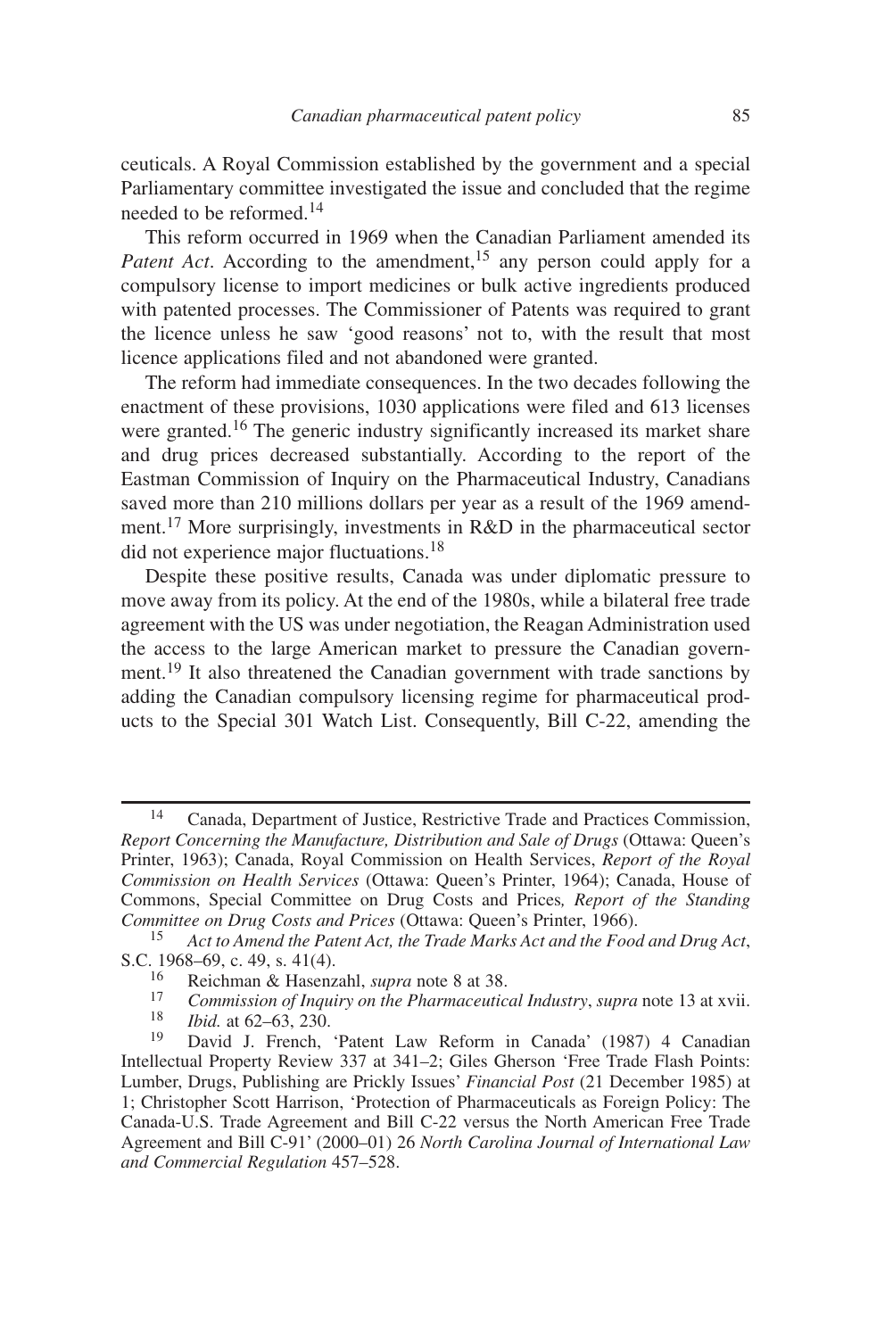ceuticals. A Royal Commission established by the government and a special Parliamentary committee investigated the issue and concluded that the regime needed to be reformed.[14]

This reform occurred in 1969 when the Canadian Parliament amended its *Patent Act*. According to the amendment,[15] any person could apply for a compulsory license to import medicines or bulk active ingredients produced with patented processes. The Commissioner of Patents was required to grant the licence unless he saw 'good reasons' not to, with the result that most licence applications filed and not abandoned were granted.

The reform had immediate consequences. In the two decades following the enactment of these provisions, 1030 applications were filed and 613 licenses were granted.[16] The generic industry significantly increased its market share and drug prices decreased substantially. According to the report of the Eastman Commission of Inquiry on the Pharmaceutical Industry, Canadians saved more than 210 millions dollars per year as a result of the 1969 amendment.[17] More surprisingly, investments in R&D in the pharmaceutical sector did not experience major fluctuations.[18]

Despite these positive results, Canada was under diplomatic pressure to move away from its policy. At the end of the 1980s, while a bilateral free trade agreement with the US was under negotiation, the Reagan Administration used the access to the large American market to pressure the Canadian government.[19] It also threatened the Canadian government with trade sanctions by adding the Canadian compulsory licensing regime for pharmaceutical products to the Special 301 Watch List. Consequently, Bill C-22, amending the

---

[14] Canada, Department of Justice, Restrictive Trade and Practices Commission, *Report Concerning the Manufacture, Distribution and Sale of Drugs* (Ottawa: Queen's Printer, 1963); Canada, Royal Commission on Health Services, *Report of the Royal Commission on Health Services* (Ottawa: Queen's Printer, 1964); Canada, House of Commons, Special Committee on Drug Costs and Prices*, Report of the Standing Committee on Drug Costs and Prices* (Ottawa: Queen's Printer, 1966).

[15] *Act to Amend the Patent Act, the Trade Marks Act and the Food and Drug Act*, S.C. 1968–69, c. 49, s. 41(4).

[16] Reichman & Hasenzahl, *supra* note 8 at 38.

[17] *Commission of Inquiry on the Pharmaceutical Industry*, *supra* note 13 at xvii.

[18] *Ibid.* at 62–63, 230.

[19] David J. French, 'Patent Law Reform in Canada' (1987) 4 Canadian Intellectual Property Review 337 at 341–2; Giles Gherson 'Free Trade Flash Points: Lumber, Drugs, Publishing are Prickly Issues' *Financial Post* (21 December 1985) at 1; Christopher Scott Harrison, 'Protection of Pharmaceuticals as Foreign Policy: The Canada-U.S. Trade Agreement and Bill C-22 versus the North American Free Trade Agreement and Bill C-91' (2000–01) 26 *North Carolina Journal of International Law and Commercial Regulation* 457–528.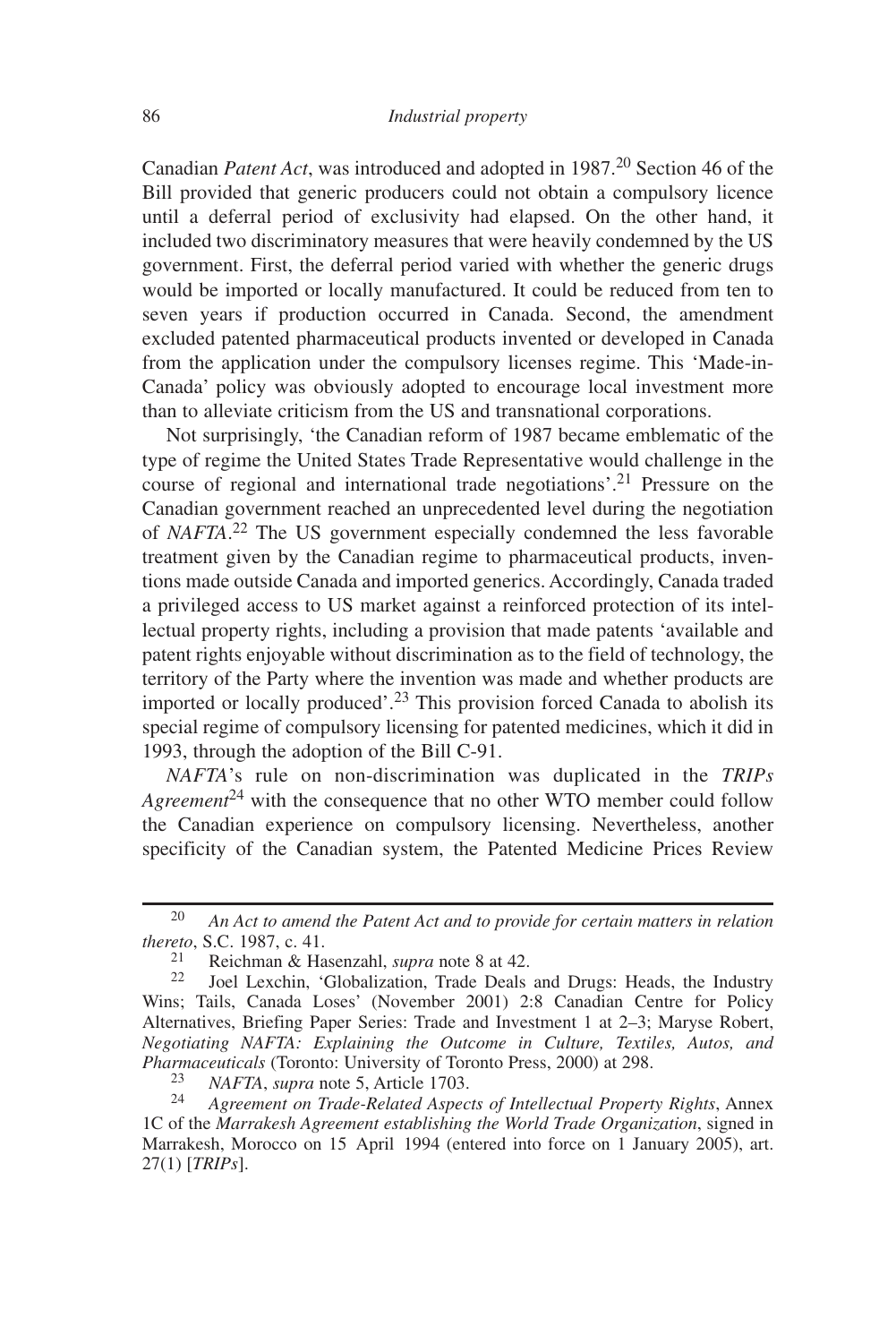Canadian *Patent Act*, was introduced and adopted in 1987.[20] Section 46 of the Bill provided that generic producers could not obtain a compulsory licence until a deferral period of exclusivity had elapsed. On the other hand, it included two discriminatory measures that were heavily condemned by the US government. First, the deferral period varied with whether the generic drugs would be imported or locally manufactured. It could be reduced from ten to seven years if production occurred in Canada. Second, the amendment excluded patented pharmaceutical products invented or developed in Canada from the application under the compulsory licenses regime. This 'Made-in-Canada' policy was obviously adopted to encourage local investment more than to alleviate criticism from the US and transnational corporations.

Not surprisingly, 'the Canadian reform of 1987 became emblematic of the type of regime the United States Trade Representative would challenge in the course of regional and international trade negotiations'.[21] Pressure on the Canadian government reached an unprecedented level during the negotiation of *NAFTA*.[22] The US government especially condemned the less favorable treatment given by the Canadian regime to pharmaceutical products, inventions made outside Canada and imported generics. Accordingly, Canada traded a privileged access to US market against a reinforced protection of its intellectual property rights, including a provision that made patents 'available and patent rights enjoyable without discrimination as to the field of technology, the territory of the Party where the invention was made and whether products are imported or locally produced'.[23] This provision forced Canada to abolish its special regime of compulsory licensing for patented medicines, which it did in 1993, through the adoption of the Bill C-91.

*NAFTA*'s rule on non-discrimination was duplicated in the *TRIPs Agreement*[24] with the consequence that no other WTO member could follow the Canadian experience on compulsory licensing. Nevertheless, another specificity of the Canadian system, the Patented Medicine Prices Review

---

[20] *An Act to amend the Patent Act and to provide for certain matters in relation thereto*, S.C. 1987, c. 41.

[21] Reichman & Hasenzahl, *supra* note 8 at 42.

[22] Joel Lexchin, 'Globalization, Trade Deals and Drugs: Heads, the Industry Wins; Tails, Canada Loses' (November 2001) 2:8 Canadian Centre for Policy Alternatives, Briefing Paper Series: Trade and Investment 1 at 2–3; Maryse Robert, *Negotiating NAFTA: Explaining the Outcome in Culture, Textiles, Autos, and Pharmaceuticals* (Toronto: University of Toronto Press, 2000) at 298.

[23] *NAFTA*, *supra* note 5, Article 1703.

[24] *Agreement on Trade-Related Aspects of Intellectual Property Rights*, Annex 1C of the *Marrakesh Agreement establishing the World Trade Organization*, signed in Marrakesh, Morocco on 15 April 1994 (entered into force on 1 January 2005), art. 27(1) [*TRIPs*].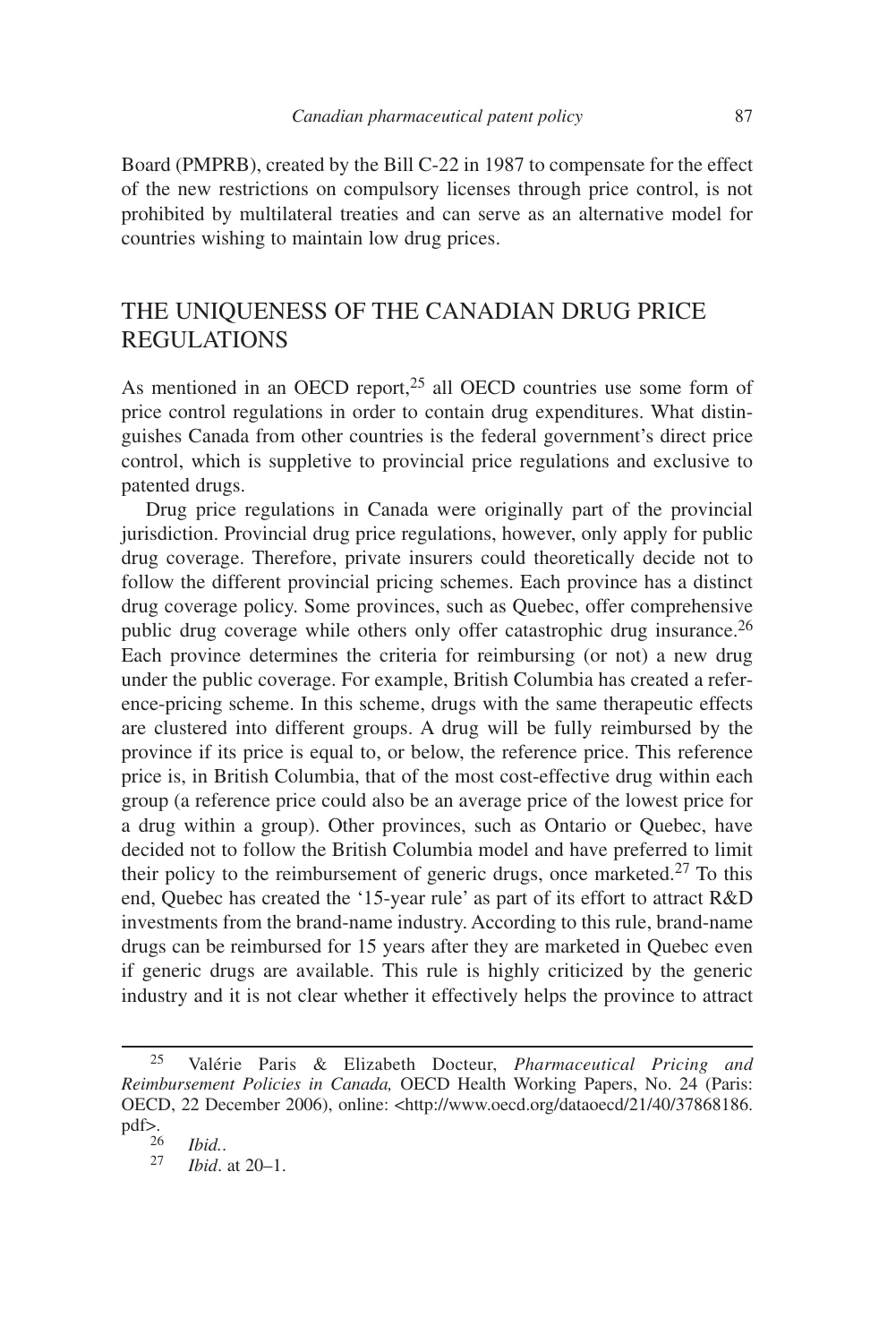Board (PMPRB), created by the Bill C-22 in 1987 to compensate for the effect of the new restrictions on compulsory licenses through price control, is not prohibited by multilateral treaties and can serve as an alternative model for countries wishing to maintain low drug prices.

## THE UNIQUENESS OF THE CANADIAN DRUG PRICE REGULATIONS

As mentioned in an OECD report,[25] all OECD countries use some form of price control regulations in order to contain drug expenditures. What distinguishes Canada from other countries is the federal government's direct price control, which is suppletive to provincial price regulations and exclusive to patented drugs.

Drug price regulations in Canada were originally part of the provincial jurisdiction. Provincial drug price regulations, however, only apply for public drug coverage. Therefore, private insurers could theoretically decide not to follow the different provincial pricing schemes. Each province has a distinct drug coverage policy. Some provinces, such as Quebec, offer comprehensive public drug coverage while others only offer catastrophic drug insurance.[26] Each province determines the criteria for reimbursing (or not) a new drug under the public coverage. For example, British Columbia has created a reference-pricing scheme. In this scheme, drugs with the same therapeutic effects are clustered into different groups. A drug will be fully reimbursed by the province if its price is equal to, or below, the reference price. This reference price is, in British Columbia, that of the most cost-effective drug within each group (a reference price could also be an average price of the lowest price for a drug within a group). Other provinces, such as Ontario or Quebec, have decided not to follow the British Columbia model and have preferred to limit their policy to the reimbursement of generic drugs, once marketed.[27] To this end, Quebec has created the '15-year rule' as part of its effort to attract R&D investments from the brand-name industry. According to this rule, brand-name drugs can be reimbursed for 15 years after they are marketed in Quebec even if generic drugs are available. This rule is highly criticized by the generic industry and it is not clear whether it effectively helps the province to attract

---

[25] Valérie Paris & Elizabeth Docteur, *Pharmaceutical Pricing and Reimbursement Policies in Canada,* OECD Health Working Papers, No. 24 (Paris: OECD, 22 December 2006), online: <http://www.oecd.org/dataoecd/21/40/37868186.pdf>.

[26] *Ibid.*.

[27] *Ibid*. at 20–1.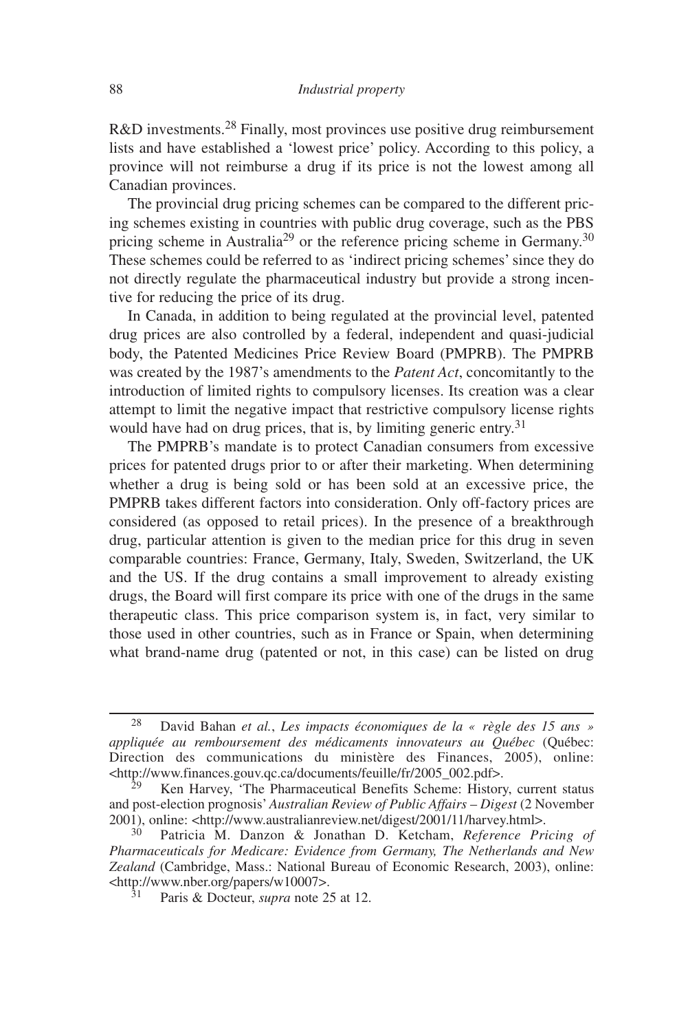R&D investments.[28] Finally, most provinces use positive drug reimbursement lists and have established a 'lowest price' policy. According to this policy, a province will not reimburse a drug if its price is not the lowest among all Canadian provinces.

The provincial drug pricing schemes can be compared to the different pricing schemes existing in countries with public drug coverage, such as the PBS pricing scheme in Australia[29] or the reference pricing scheme in Germany.[30] These schemes could be referred to as 'indirect pricing schemes' since they do not directly regulate the pharmaceutical industry but provide a strong incentive for reducing the price of its drug.

In Canada, in addition to being regulated at the provincial level, patented drug prices are also controlled by a federal, independent and quasi-judicial body, the Patented Medicines Price Review Board (PMPRB). The PMPRB was created by the 1987's amendments to the *Patent Act*, concomitantly to the introduction of limited rights to compulsory licenses. Its creation was a clear attempt to limit the negative impact that restrictive compulsory license rights would have had on drug prices, that is, by limiting generic entry.[31]

The PMPRB's mandate is to protect Canadian consumers from excessive prices for patented drugs prior to or after their marketing. When determining whether a drug is being sold or has been sold at an excessive price, the PMPRB takes different factors into consideration. Only off-factory prices are considered (as opposed to retail prices). In the presence of a breakthrough drug, particular attention is given to the median price for this drug in seven comparable countries: France, Germany, Italy, Sweden, Switzerland, the UK and the US. If the drug contains a small improvement to already existing drugs, the Board will first compare its price with one of the drugs in the same therapeutic class. This price comparison system is, in fact, very similar to those used in other countries, such as in France or Spain, when determining what brand-name drug (patented or not, in this case) can be listed on drug

---

[28] David Bahan *et al.*, *Les impacts économiques de la « règle des 15 ans » appliquée au remboursement des médicaments innovateurs au Québec* (Québec: Direction des communications du ministère des Finances, 2005), online: <http://www.finances.gouv.qc.ca/documents/feuille/fr/2005_002.pdf>.

[29] Ken Harvey, 'The Pharmaceutical Benefits Scheme: History, current status and post-election prognosis' *Australian Review of Public Affairs – Digest* (2 November 2001), online: <http://www.australianreview.net/digest/2001/11/harvey.html>.

[30] Patricia M. Danzon & Jonathan D. Ketcham, *Reference Pricing of Pharmaceuticals for Medicare: Evidence from Germany, The Netherlands and New Zealand* (Cambridge, Mass.: National Bureau of Economic Research, 2003), online: <http://www.nber.org/papers/w10007>.

[31] Paris & Docteur, *supra* note 25 at 12.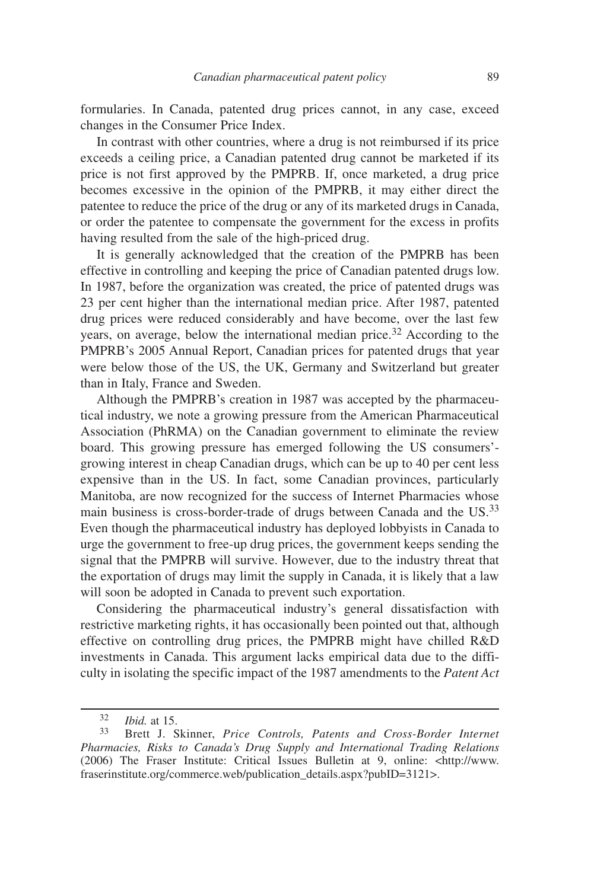formularies. In Canada, patented drug prices cannot, in any case, exceed changes in the Consumer Price Index.

In contrast with other countries, where a drug is not reimbursed if its price exceeds a ceiling price, a Canadian patented drug cannot be marketed if its price is not first approved by the PMPRB. If, once marketed, a drug price becomes excessive in the opinion of the PMPRB, it may either direct the patentee to reduce the price of the drug or any of its marketed drugs in Canada, or order the patentee to compensate the government for the excess in profits having resulted from the sale of the high-priced drug.

It is generally acknowledged that the creation of the PMPRB has been effective in controlling and keeping the price of Canadian patented drugs low. In 1987, before the organization was created, the price of patented drugs was 23 per cent higher than the international median price. After 1987, patented drug prices were reduced considerably and have become, over the last few years, on average, below the international median price.[32] According to the PMPRB's 2005 Annual Report, Canadian prices for patented drugs that year were below those of the US, the UK, Germany and Switzerland but greater than in Italy, France and Sweden.

Although the PMPRB's creation in 1987 was accepted by the pharmaceutical industry, we note a growing pressure from the American Pharmaceutical Association (PhRMA) on the Canadian government to eliminate the review board. This growing pressure has emerged following the US consumers'-growing interest in cheap Canadian drugs, which can be up to 40 per cent less expensive than in the US. In fact, some Canadian provinces, particularly Manitoba, are now recognized for the success of Internet Pharmacies whose main business is cross-border-trade of drugs between Canada and the US.[33] Even though the pharmaceutical industry has deployed lobbyists in Canada to urge the government to free-up drug prices, the government keeps sending the signal that the PMPRB will survive. However, due to the industry threat that the exportation of drugs may limit the supply in Canada, it is likely that a law will soon be adopted in Canada to prevent such exportation.

Considering the pharmaceutical industry's general dissatisfaction with restrictive marketing rights, it has occasionally been pointed out that, although effective on controlling drug prices, the PMPRB might have chilled R&D investments in Canada. This argument lacks empirical data due to the difficulty in isolating the specific impact of the 1987 amendments to the *Patent Act*

---

[32] *Ibid.* at 15.

[33] Brett J. Skinner, *Price Controls, Patents and Cross-Border Internet Pharmacies, Risks to Canada's Drug Supply and International Trading Relations* (2006) The Fraser Institute: Critical Issues Bulletin at 9, online: <http://www.fraserinstitute.org/commerce.web/publication_details.aspx?pubID=3121>.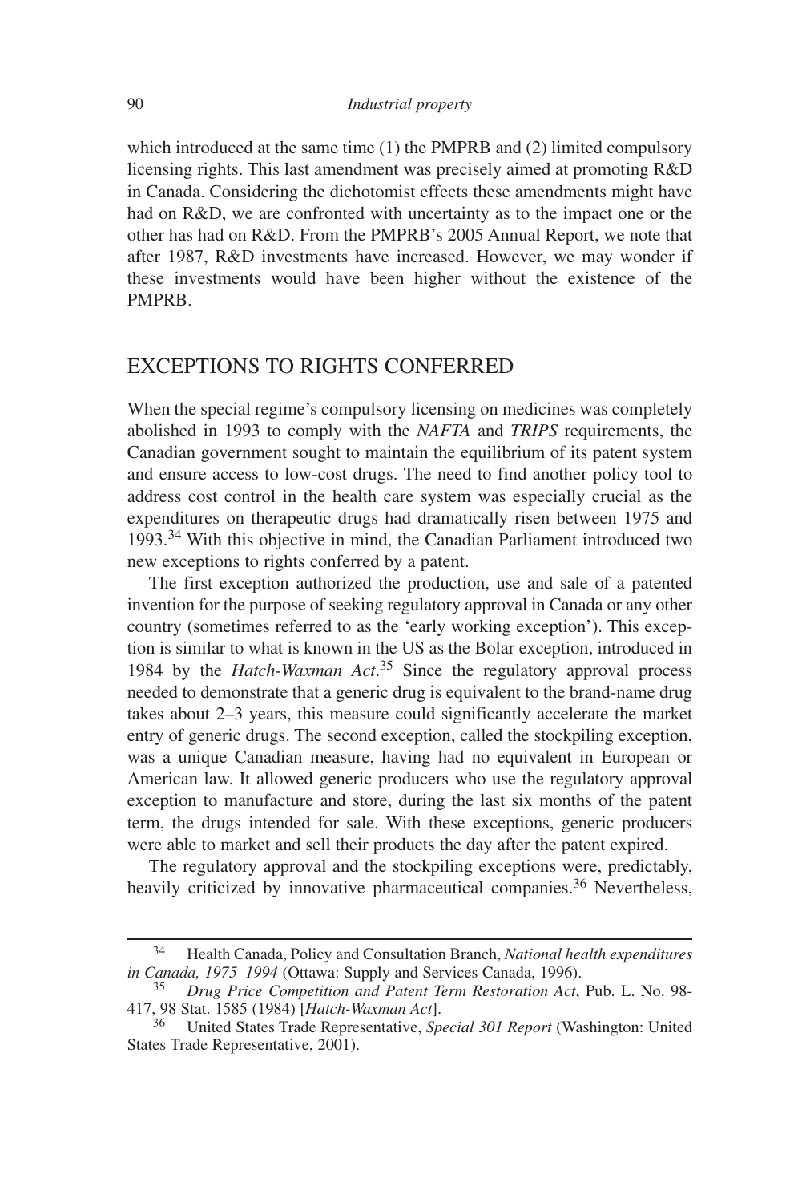which introduced at the same time (1) the PMPRB and (2) limited compulsory licensing rights. This last amendment was precisely aimed at promoting R&D in Canada. Considering the dichotomist effects these amendments might have had on R&D, we are confronted with uncertainty as to the impact one or the other has had on R&D. From the PMPRB's 2005 Annual Report, we note that after 1987, R&D investments have increased. However, we may wonder if these investments would have been higher without the existence of the PMPRB.

## EXCEPTIONS TO RIGHTS CONFERRED

When the special regime's compulsory licensing on medicines was completely abolished in 1993 to comply with the *NAFTA* and *TRIPS* requirements, the Canadian government sought to maintain the equilibrium of its patent system and ensure access to low-cost drugs. The need to find another policy tool to address cost control in the health care system was especially crucial as the expenditures on therapeutic drugs had dramatically risen between 1975 and 1993.[34] With this objective in mind, the Canadian Parliament introduced two new exceptions to rights conferred by a patent.

The first exception authorized the production, use and sale of a patented invention for the purpose of seeking regulatory approval in Canada or any other country (sometimes referred to as the 'early working exception'). This exception is similar to what is known in the US as the Bolar exception, introduced in 1984 by the *Hatch-Waxman Act*.[35] Since the regulatory approval process needed to demonstrate that a generic drug is equivalent to the brand-name drug takes about 2–3 years, this measure could significantly accelerate the market entry of generic drugs. The second exception, called the stockpiling exception, was a unique Canadian measure, having had no equivalent in European or American law. It allowed generic producers who use the regulatory approval exception to manufacture and store, during the last six months of the patent term, the drugs intended for sale. With these exceptions, generic producers were able to market and sell their products the day after the patent expired.

The regulatory approval and the stockpiling exceptions were, predictably, heavily criticized by innovative pharmaceutical companies.[36] Nevertheless,

---

[34] Health Canada, Policy and Consultation Branch, *National health expenditures in Canada, 1975–1994* (Ottawa: Supply and Services Canada, 1996).

[35] *Drug Price Competition and Patent Term Restoration Act*, Pub. L. No. 98-417, 98 Stat. 1585 (1984) [*Hatch-Waxman Act*].

[36] United States Trade Representative, *Special 301 Report* (Washington: United States Trade Representative, 2001).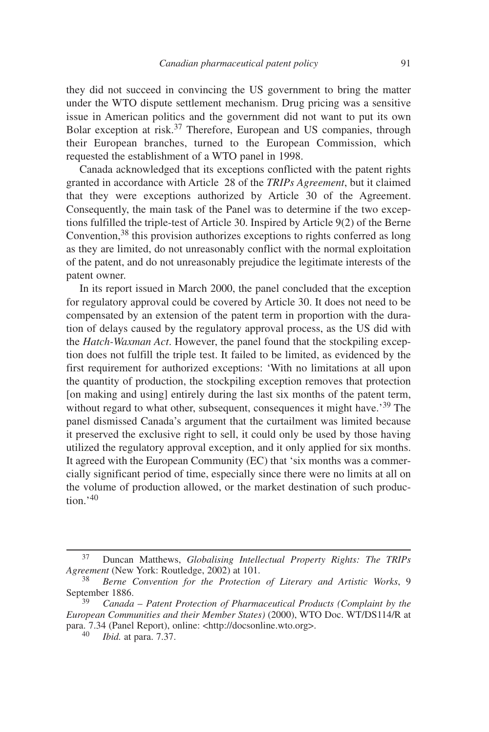they did not succeed in convincing the US government to bring the matter under the WTO dispute settlement mechanism. Drug pricing was a sensitive issue in American politics and the government did not want to put its own Bolar exception at risk.[37] Therefore, European and US companies, through their European branches, turned to the European Commission, which requested the establishment of a WTO panel in 1998.

Canada acknowledged that its exceptions conflicted with the patent rights granted in accordance with Article 28 of the *TRIPs Agreement*, but it claimed that they were exceptions authorized by Article 30 of the Agreement. Consequently, the main task of the Panel was to determine if the two exceptions fulfilled the triple-test of Article 30. Inspired by Article 9(2) of the Berne Convention,[38] this provision authorizes exceptions to rights conferred as long as they are limited, do not unreasonably conflict with the normal exploitation of the patent, and do not unreasonably prejudice the legitimate interests of the patent owner.

In its report issued in March 2000, the panel concluded that the exception for regulatory approval could be covered by Article 30. It does not need to be compensated by an extension of the patent term in proportion with the duration of delays caused by the regulatory approval process, as the US did with the *Hatch-Waxman Act*. However, the panel found that the stockpiling exception does not fulfill the triple test. It failed to be limited, as evidenced by the first requirement for authorized exceptions: 'With no limitations at all upon the quantity of production, the stockpiling exception removes that protection [on making and using] entirely during the last six months of the patent term, without regard to what other, subsequent, consequences it might have.'[39] The panel dismissed Canada's argument that the curtailment was limited because it preserved the exclusive right to sell, it could only be used by those having utilized the regulatory approval exception, and it only applied for six months. It agreed with the European Community (EC) that 'six months was a commercially significant period of time, especially since there were no limits at all on the volume of production allowed, or the market destination of such production.'[40]

---

[37] Duncan Matthews, *Globalising Intellectual Property Rights: The TRIPs Agreement* (New York: Routledge, 2002) at 101.

[38] *Berne Convention for the Protection of Literary and Artistic Works*, 9 September 1886.

[39] *Canada – Patent Protection of Pharmaceutical Products (Complaint by the European Communities and their Member States)* (2000), WTO Doc. WT/DS114/R at para. 7.34 (Panel Report), online: <http://docsonline.wto.org>.

[40] *Ibid.* at para. 7.37.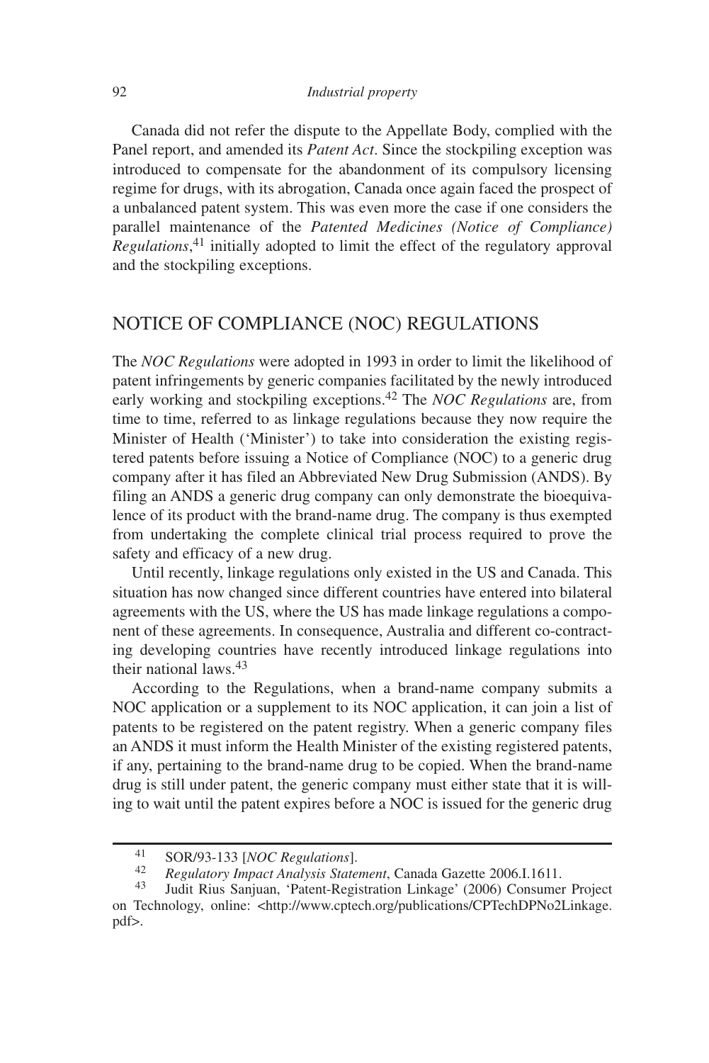Canada did not refer the dispute to the Appellate Body, complied with the Panel report, and amended its *Patent Act*. Since the stockpiling exception was introduced to compensate for the abandonment of its compulsory licensing regime for drugs, with its abrogation, Canada once again faced the prospect of a unbalanced patent system. This was even more the case if one considers the parallel maintenance of the *Patented Medicines (Notice of Compliance) Regulations*,[41] initially adopted to limit the effect of the regulatory approval and the stockpiling exceptions.

## NOTICE OF COMPLIANCE (NOC) REGULATIONS

The *NOC Regulations* were adopted in 1993 in order to limit the likelihood of patent infringements by generic companies facilitated by the newly introduced early working and stockpiling exceptions.[42] The *NOC Regulations* are, from time to time, referred to as linkage regulations because they now require the Minister of Health ('Minister') to take into consideration the existing registered patents before issuing a Notice of Compliance (NOC) to a generic drug company after it has filed an Abbreviated New Drug Submission (ANDS). By filing an ANDS a generic drug company can only demonstrate the bioequivalence of its product with the brand-name drug. The company is thus exempted from undertaking the complete clinical trial process required to prove the safety and efficacy of a new drug.

Until recently, linkage regulations only existed in the US and Canada. This situation has now changed since different countries have entered into bilateral agreements with the US, where the US has made linkage regulations a component of these agreements. In consequence, Australia and different co-contracting developing countries have recently introduced linkage regulations into their national laws.[43]

According to the Regulations, when a brand-name company submits a NOC application or a supplement to its NOC application, it can join a list of patents to be registered on the patent registry. When a generic company files an ANDS it must inform the Health Minister of the existing registered patents, if any, pertaining to the brand-name drug to be copied. When the brand-name drug is still under patent, the generic company must either state that it is willing to wait until the patent expires before a NOC is issued for the generic drug

---

[41] SOR/93-133 [*NOC Regulations*].

[42] *Regulatory Impact Analysis Statement*, Canada Gazette 2006.I.1611.

[43] Judit Rius Sanjuan, 'Patent-Registration Linkage' (2006) Consumer Project on Technology, online: <http://www.cptech.org/publications/CPTechDPNo2Linkage.pdf>.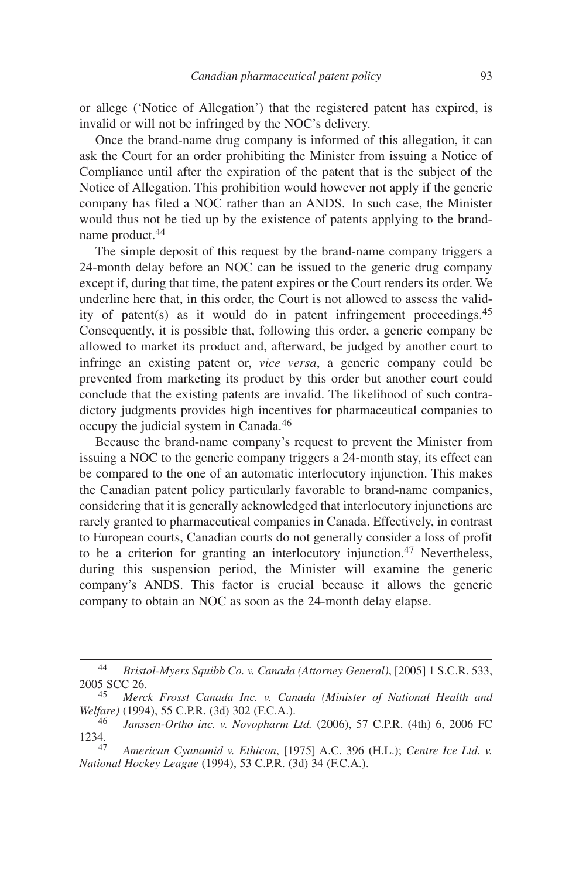or allege ('Notice of Allegation') that the registered patent has expired, is invalid or will not be infringed by the NOC's delivery.

Once the brand-name drug company is informed of this allegation, it can ask the Court for an order prohibiting the Minister from issuing a Notice of Compliance until after the expiration of the patent that is the subject of the Notice of Allegation. This prohibition would however not apply if the generic company has filed a NOC rather than an ANDS. In such case, the Minister would thus not be tied up by the existence of patents applying to the brand-name product.[44]

The simple deposit of this request by the brand-name company triggers a 24-month delay before an NOC can be issued to the generic drug company except if, during that time, the patent expires or the Court renders its order. We underline here that, in this order, the Court is not allowed to assess the validity of patent(s) as it would do in patent infringement proceedings.[45] Consequently, it is possible that, following this order, a generic company be allowed to market its product and, afterward, be judged by another court to infringe an existing patent or, *vice versa*, a generic company could be prevented from marketing its product by this order but another court could conclude that the existing patents are invalid. The likelihood of such contradictory judgments provides high incentives for pharmaceutical companies to occupy the judicial system in Canada.[46]

Because the brand-name company's request to prevent the Minister from issuing a NOC to the generic company triggers a 24-month stay, its effect can be compared to the one of an automatic interlocutory injunction. This makes the Canadian patent policy particularly favorable to brand-name companies, considering that it is generally acknowledged that interlocutory injunctions are rarely granted to pharmaceutical companies in Canada. Effectively, in contrast to European courts, Canadian courts do not generally consider a loss of profit to be a criterion for granting an interlocutory injunction.[47] Nevertheless, during this suspension period, the Minister will examine the generic company's ANDS. This factor is crucial because it allows the generic company to obtain an NOC as soon as the 24-month delay elapse.

---

[44] *Bristol-Myers Squibb Co. v. Canada (Attorney General)*, [2005] 1 S.C.R. 533, 2005 SCC 26.

[45] *Merck Frosst Canada Inc. v. Canada (Minister of National Health and Welfare)* (1994), 55 C.P.R. (3d) 302 (F.C.A.).

[46] *Janssen-Ortho inc. v. Novopharm Ltd.* (2006), 57 C.P.R. (4th) 6, 2006 FC 1234.

[47] *American Cyanamid v. Ethicon*, [1975] A.C. 396 (H.L.); *Centre Ice Ltd. v. National Hockey League* (1994), 53 C.P.R. (3d) 34 (F.C.A.).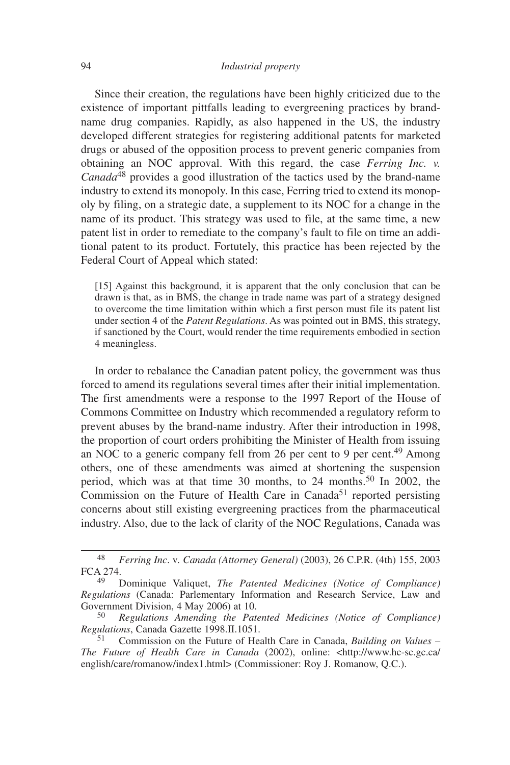Since their creation, the regulations have been highly criticized due to the existence of important pittfalls leading to evergreening practices by brand-name drug companies. Rapidly, as also happened in the US, the industry developed different strategies for registering additional patents for marketed drugs or abused of the opposition process to prevent generic companies from obtaining an NOC approval. With this regard, the case *Ferring Inc. v. Canada*[48] provides a good illustration of the tactics used by the brand-name industry to extend its monopoly. In this case, Ferring tried to extend its monopoly by filing, on a strategic date, a supplement to its NOC for a change in the name of its product. This strategy was used to file, at the same time, a new patent list in order to remediate to the company's fault to file on time an additional patent to its product. Fortutely, this practice has been rejected by the Federal Court of Appeal which stated:

> [15] Against this background, it is apparent that the only conclusion that can be drawn is that, as in BMS, the change in trade name was part of a strategy designed to overcome the time limitation within which a first person must file its patent list under section 4 of the *Patent Regulations*. As was pointed out in BMS, this strategy, if sanctioned by the Court, would render the time requirements embodied in section 4 meaningless.

In order to rebalance the Canadian patent policy, the government was thus forced to amend its regulations several times after their initial implementation. The first amendments were a response to the 1997 Report of the House of Commons Committee on Industry which recommended a regulatory reform to prevent abuses by the brand-name industry. After their introduction in 1998, the proportion of court orders prohibiting the Minister of Health from issuing an NOC to a generic company fell from 26 per cent to 9 per cent.[49] Among others, one of these amendments was aimed at shortening the suspension period, which was at that time 30 months, to 24 months.[50] In 2002, the Commission on the Future of Health Care in Canada[51] reported persisting concerns about still existing evergreening practices from the pharmaceutical industry. Also, due to the lack of clarity of the NOC Regulations, Canada was

---

[48] *Ferring Inc*. v. *Canada (Attorney General)* (2003), 26 C.P.R. (4th) 155, 2003 FCA 274.

[49] Dominique Valiquet, *The Patented Medicines (Notice of Compliance) Regulations* (Canada: Parlementary Information and Research Service, Law and Government Division, 4 May 2006) at 10.

[50] *Regulations Amending the Patented Medicines (Notice of Compliance) Regulations*, Canada Gazette 1998.II.1051.

[51] Commission on the Future of Health Care in Canada, *Building on Values – The Future of Health Care in Canada* (2002), online: <http://www.hc-sc.gc.ca/english/care/romanow/index1.html> (Commissioner: Roy J. Romanow, Q.C.).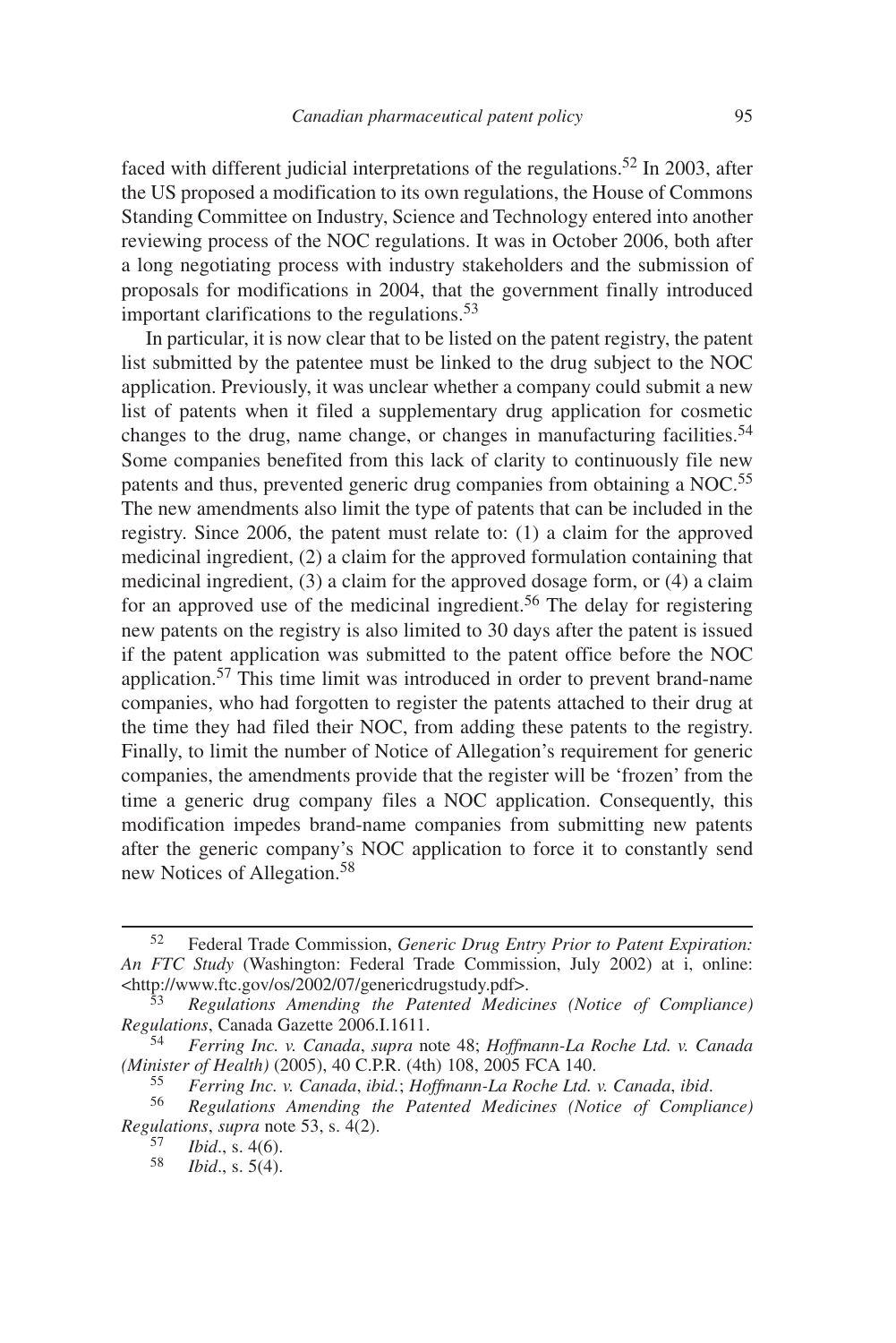faced with different judicial interpretations of the regulations.[52] In 2003, after the US proposed a modification to its own regulations, the House of Commons Standing Committee on Industry, Science and Technology entered into another reviewing process of the NOC regulations. It was in October 2006, both after a long negotiating process with industry stakeholders and the submission of proposals for modifications in 2004, that the government finally introduced important clarifications to the regulations.[53]

In particular, it is now clear that to be listed on the patent registry, the patent list submitted by the patentee must be linked to the drug subject to the NOC application. Previously, it was unclear whether a company could submit a new list of patents when it filed a supplementary drug application for cosmetic changes to the drug, name change, or changes in manufacturing facilities.[54] Some companies benefited from this lack of clarity to continuously file new patents and thus, prevented generic drug companies from obtaining a NOC.[55] The new amendments also limit the type of patents that can be included in the registry. Since 2006, the patent must relate to: (1) a claim for the approved medicinal ingredient, (2) a claim for the approved formulation containing that medicinal ingredient, (3) a claim for the approved dosage form, or (4) a claim for an approved use of the medicinal ingredient.[56] The delay for registering new patents on the registry is also limited to 30 days after the patent is issued if the patent application was submitted to the patent office before the NOC application.[57] This time limit was introduced in order to prevent brand-name companies, who had forgotten to register the patents attached to their drug at the time they had filed their NOC, from adding these patents to the registry. Finally, to limit the number of Notice of Allegation's requirement for generic companies, the amendments provide that the register will be 'frozen' from the time a generic drug company files a NOC application. Consequently, this modification impedes brand-name companies from submitting new patents after the generic company's NOC application to force it to constantly send new Notices of Allegation.[58]

---

[52] Federal Trade Commission, *Generic Drug Entry Prior to Patent Expiration: An FTC Study* (Washington: Federal Trade Commission, July 2002) at i, online: <http://www.ftc.gov/os/2002/07/genericdrugstudy.pdf>.

[53] *Regulations Amending the Patented Medicines (Notice of Compliance) Regulations*, Canada Gazette 2006.I.1611.

[54] *Ferring Inc. v. Canada*, *supra* note 48; *Hoffmann-La Roche Ltd. v. Canada (Minister of Health)* (2005), 40 C.P.R. (4th) 108, 2005 FCA 140.

[55] *Ferring Inc. v. Canada*, *ibid.*; *Hoffmann-La Roche Ltd. v. Canada*, *ibid*.

[56] *Regulations Amending the Patented Medicines (Notice of Compliance) Regulations*, *supra* note 53, s. 4(2).

[57] *Ibid*., s. 4(6).

[58] *Ibid*., s. 5(4).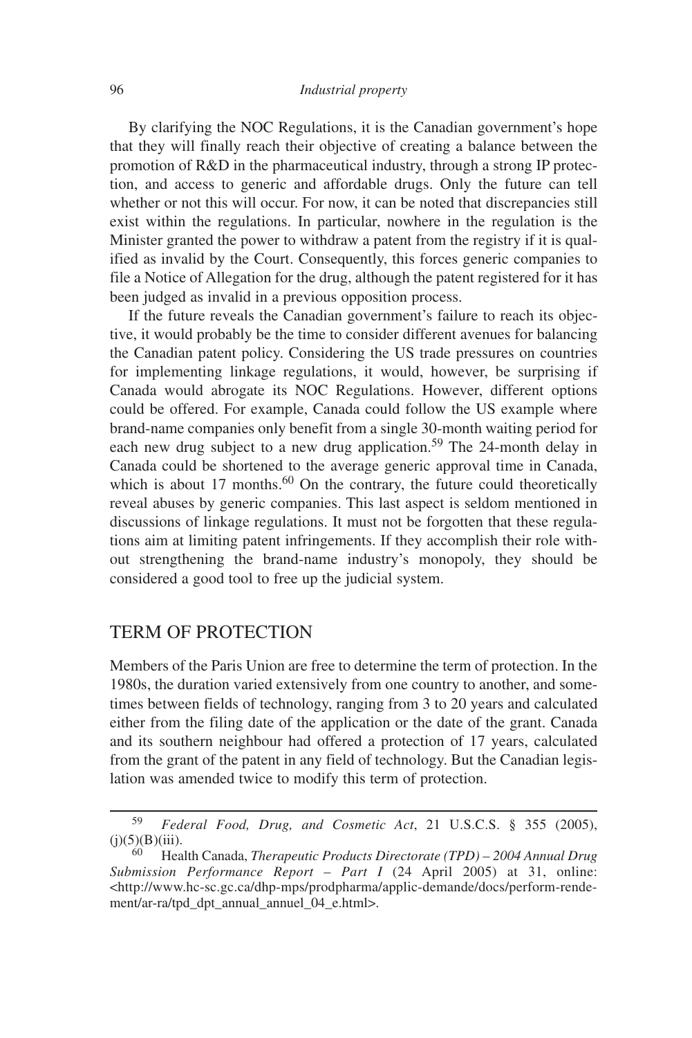By clarifying the NOC Regulations, it is the Canadian government's hope that they will finally reach their objective of creating a balance between the promotion of R&D in the pharmaceutical industry, through a strong IP protection, and access to generic and affordable drugs. Only the future can tell whether or not this will occur. For now, it can be noted that discrepancies still exist within the regulations. In particular, nowhere in the regulation is the Minister granted the power to withdraw a patent from the registry if it is qualified as invalid by the Court. Consequently, this forces generic companies to file a Notice of Allegation for the drug, although the patent registered for it has been judged as invalid in a previous opposition process.

If the future reveals the Canadian government's failure to reach its objective, it would probably be the time to consider different avenues for balancing the Canadian patent policy. Considering the US trade pressures on countries for implementing linkage regulations, it would, however, be surprising if Canada would abrogate its NOC Regulations. However, different options could be offered. For example, Canada could follow the US example where brand-name companies only benefit from a single 30-month waiting period for each new drug subject to a new drug application.[59] The 24-month delay in Canada could be shortened to the average generic approval time in Canada, which is about 17 months.[60] On the contrary, the future could theoretically reveal abuses by generic companies. This last aspect is seldom mentioned in discussions of linkage regulations. It must not be forgotten that these regulations aim at limiting patent infringements. If they accomplish their role without strengthening the brand-name industry's monopoly, they should be considered a good tool to free up the judicial system.

## TERM OF PROTECTION

Members of the Paris Union are free to determine the term of protection. In the 1980s, the duration varied extensively from one country to another, and sometimes between fields of technology, ranging from 3 to 20 years and calculated either from the filing date of the application or the date of the grant. Canada and its southern neighbour had offered a protection of 17 years, calculated from the grant of the patent in any field of technology. But the Canadian legislation was amended twice to modify this term of protection.

---

[59] *Federal Food, Drug, and Cosmetic Act*, 21 U.S.C.S. § 355 (2005), (j)(5)(B)(iii).

[60] Health Canada, *Therapeutic Products Directorate (TPD) – 2004 Annual Drug Submission Performance Report – Part I* (24 April 2005) at 31, online: <http://www.hc-sc.gc.ca/dhp-mps/prodpharma/applic-demande/docs/perform-rendement/ar-ra/tpd_dpt_annual_annuel_04_e.html>.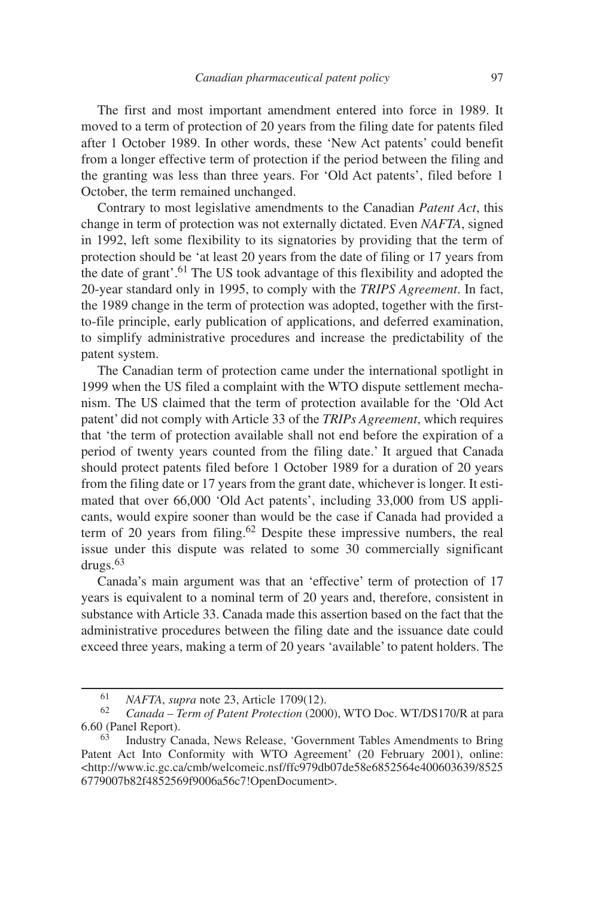The first and most important amendment entered into force in 1989. It moved to a term of protection of 20 years from the filing date for patents filed after 1 October 1989. In other words, these 'New Act patents' could benefit from a longer effective term of protection if the period between the filing and the granting was less than three years. For 'Old Act patents', filed before 1 October, the term remained unchanged.

Contrary to most legislative amendments to the Canadian *Patent Act*, this change in term of protection was not externally dictated. Even *NAFTA*, signed in 1992, left some flexibility to its signatories by providing that the term of protection should be 'at least 20 years from the date of filing or 17 years from the date of grant'.[61] The US took advantage of this flexibility and adopted the 20-year standard only in 1995, to comply with the *TRIPS Agreement*. In fact, the 1989 change in the term of protection was adopted, together with the first-to-file principle, early publication of applications, and deferred examination, to simplify administrative procedures and increase the predictability of the patent system.

The Canadian term of protection came under the international spotlight in 1999 when the US filed a complaint with the WTO dispute settlement mechanism. The US claimed that the term of protection available for the 'Old Act patent' did not comply with Article 33 of the *TRIPs Agreement*, which requires that 'the term of protection available shall not end before the expiration of a period of twenty years counted from the filing date.' It argued that Canada should protect patents filed before 1 October 1989 for a duration of 20 years from the filing date or 17 years from the grant date, whichever is longer. It estimated that over 66,000 'Old Act patents', including 33,000 from US applicants, would expire sooner than would be the case if Canada had provided a term of 20 years from filing.[62] Despite these impressive numbers, the real issue under this dispute was related to some 30 commercially significant drugs.[63]

Canada's main argument was that an 'effective' term of protection of 17 years is equivalent to a nominal term of 20 years and, therefore, consistent in substance with Article 33. Canada made this assertion based on the fact that the administrative procedures between the filing date and the issuance date could exceed three years, making a term of 20 years 'available' to patent holders. The

---

[61] *NAFTA*, *supra* note 23, Article 1709(12).

[62] *Canada – Term of Patent Protection* (2000), WTO Doc. WT/DS170/R at para 6.60 (Panel Report).

[63] Industry Canada, News Release, 'Government Tables Amendments to Bring Patent Act Into Conformity with WTO Agreement' (20 February 2001), online: <http://www.ic.gc.ca/cmb/welcomeic.nsf/ffc979db07de58e6852564e400603639/85256779007b82f4852569f9006a56c7!OpenDocument>.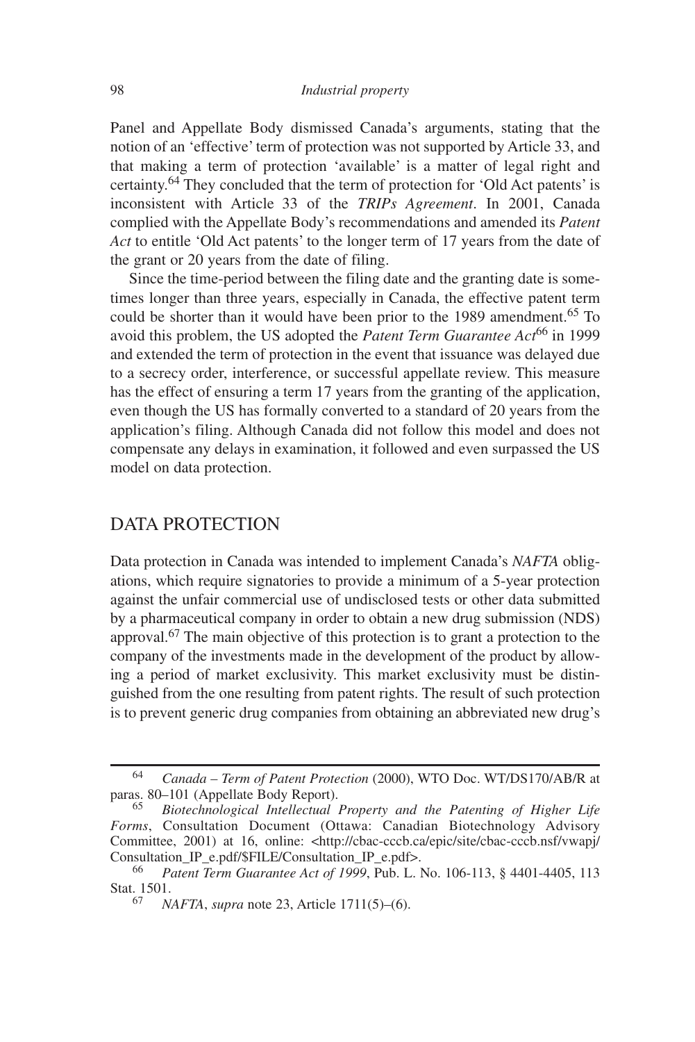Panel and Appellate Body dismissed Canada's arguments, stating that the notion of an 'effective' term of protection was not supported by Article 33, and that making a term of protection 'available' is a matter of legal right and certainty.[64] They concluded that the term of protection for 'Old Act patents' is inconsistent with Article 33 of the *TRIPs Agreement*. In 2001, Canada complied with the Appellate Body's recommendations and amended its *Patent Act* to entitle 'Old Act patents' to the longer term of 17 years from the date of the grant or 20 years from the date of filing.

Since the time-period between the filing date and the granting date is sometimes longer than three years, especially in Canada, the effective patent term could be shorter than it would have been prior to the 1989 amendment.[65] To avoid this problem, the US adopted the *Patent Term Guarantee Act*[66] in 1999 and extended the term of protection in the event that issuance was delayed due to a secrecy order, interference, or successful appellate review. This measure has the effect of ensuring a term 17 years from the granting of the application, even though the US has formally converted to a standard of 20 years from the application's filing. Although Canada did not follow this model and does not compensate any delays in examination, it followed and even surpassed the US model on data protection.

## DATA PROTECTION

Data protection in Canada was intended to implement Canada's *NAFTA* obligations, which require signatories to provide a minimum of a 5-year protection against the unfair commercial use of undisclosed tests or other data submitted by a pharmaceutical company in order to obtain a new drug submission (NDS) approval.[67] The main objective of this protection is to grant a protection to the company of the investments made in the development of the product by allowing a period of market exclusivity. This market exclusivity must be distinguished from the one resulting from patent rights. The result of such protection is to prevent generic drug companies from obtaining an abbreviated new drug's

---

[64] *Canada – Term of Patent Protection* (2000), WTO Doc. WT/DS170/AB/R at paras. 80–101 (Appellate Body Report).

[65] *Biotechnological Intellectual Property and the Patenting of Higher Life Forms*, Consultation Document (Ottawa: Canadian Biotechnology Advisory Committee, 2001) at 16, online: <http://cbac-cccb.ca/epic/site/cbac-cccb.nsf/vwapj/Consultation_IP_e.pdf/$FILE/Consultation_IP_e.pdf>.

[66] *Patent Term Guarantee Act of 1999*, Pub. L. No. 106-113, § 4401-4405, 113 Stat. 1501.

[67] *NAFTA*, *supra* note 23, Article 1711(5)–(6).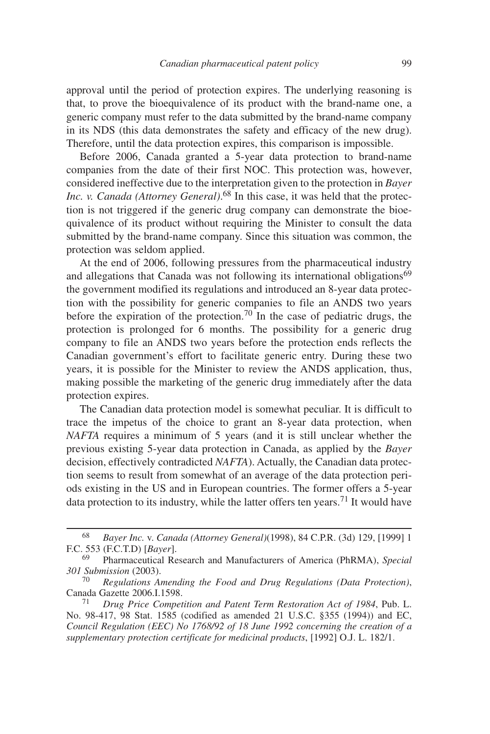approval until the period of protection expires. The underlying reasoning is that, to prove the bioequivalence of its product with the brand-name one, a generic company must refer to the data submitted by the brand-name company in its NDS (this data demonstrates the safety and efficacy of the new drug). Therefore, until the data protection expires, this comparison is impossible.

Before 2006, Canada granted a 5-year data protection to brand-name companies from the date of their first NOC. This protection was, however, considered ineffective due to the interpretation given to the protection in *Bayer Inc. v. Canada (Attorney General)*.[68] In this case, it was held that the protection is not triggered if the generic drug company can demonstrate the bioequivalence of its product without requiring the Minister to consult the data submitted by the brand-name company. Since this situation was common, the protection was seldom applied.

At the end of 2006, following pressures from the pharmaceutical industry and allegations that Canada was not following its international obligations[69] the government modified its regulations and introduced an 8-year data protection with the possibility for generic companies to file an ANDS two years before the expiration of the protection.[70] In the case of pediatric drugs, the protection is prolonged for 6 months. The possibility for a generic drug company to file an ANDS two years before the protection ends reflects the Canadian government's effort to facilitate generic entry. During these two years, it is possible for the Minister to review the ANDS application, thus, making possible the marketing of the generic drug immediately after the data protection expires.

The Canadian data protection model is somewhat peculiar. It is difficult to trace the impetus of the choice to grant an 8-year data protection, when *NAFTA* requires a minimum of 5 years (and it is still unclear whether the previous existing 5-year data protection in Canada, as applied by the *Bayer* decision, effectively contradicted *NAFTA*). Actually, the Canadian data protection seems to result from somewhat of an average of the data protection periods existing in the US and in European countries. The former offers a 5-year data protection to its industry, while the latter offers ten years.[71] It would have

---

[68] *Bayer Inc.* v. *Canada (Attorney General)*(1998), 84 C.P.R. (3d) 129, [1999] 1 F.C. 553 (F.C.T.D) [*Bayer*].

[69] Pharmaceutical Research and Manufacturers of America (PhRMA), *Special 301 Submission* (2003).

[70] *Regulations Amending the Food and Drug Regulations (Data Protection)*, Canada Gazette 2006.I.1598.

[71] *Drug Price Competition and Patent Term Restoration Act of 1984*, Pub. L. No. 98-417, 98 Stat. 1585 (codified as amended 21 U.S.C. §355 (1994)) and EC, *Council Regulation (EEC) No 1768/92 of 18 June 1992 concerning the creation of a supplementary protection certificate for medicinal products*, [1992] O.J. L. 182/1.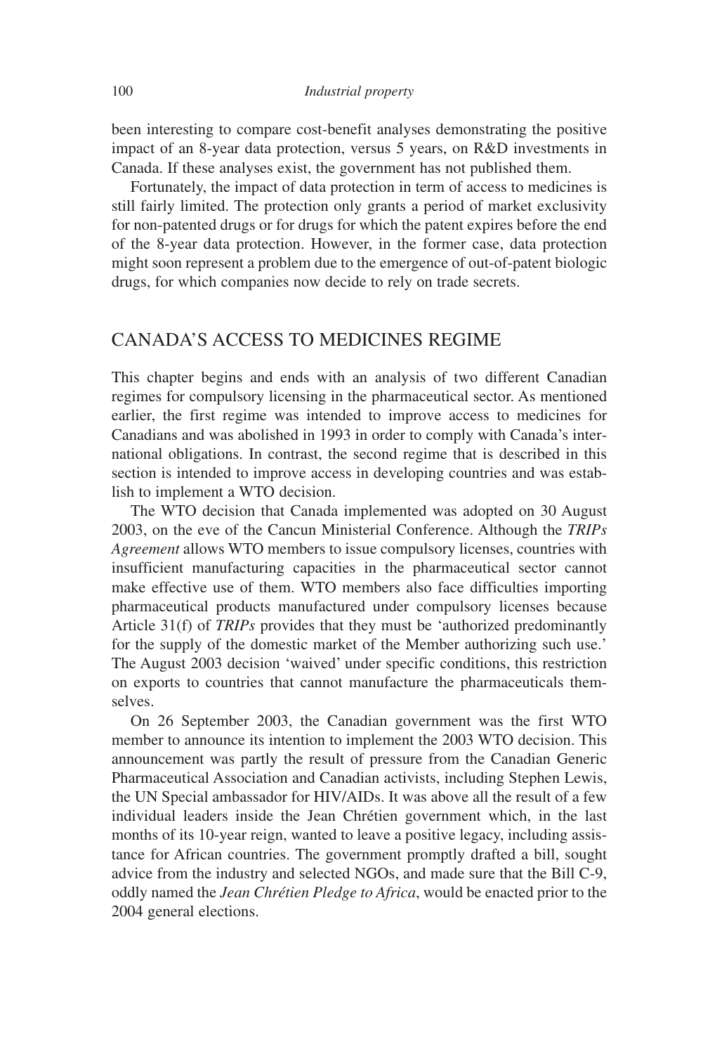been interesting to compare cost-benefit analyses demonstrating the positive impact of an 8-year data protection, versus 5 years, on R&D investments in Canada. If these analyses exist, the government has not published them.

Fortunately, the impact of data protection in term of access to medicines is still fairly limited. The protection only grants a period of market exclusivity for non-patented drugs or for drugs for which the patent expires before the end of the 8-year data protection. However, in the former case, data protection might soon represent a problem due to the emergence of out-of-patent biologic drugs, for which companies now decide to rely on trade secrets.

## CANADA'S ACCESS TO MEDICINES REGIME

This chapter begins and ends with an analysis of two different Canadian regimes for compulsory licensing in the pharmaceutical sector. As mentioned earlier, the first regime was intended to improve access to medicines for Canadians and was abolished in 1993 in order to comply with Canada's international obligations. In contrast, the second regime that is described in this section is intended to improve access in developing countries and was establish to implement a WTO decision.

The WTO decision that Canada implemented was adopted on 30 August 2003, on the eve of the Cancun Ministerial Conference. Although the *TRIPs Agreement* allows WTO members to issue compulsory licenses, countries with insufficient manufacturing capacities in the pharmaceutical sector cannot make effective use of them. WTO members also face difficulties importing pharmaceutical products manufactured under compulsory licenses because Article 31(f) of *TRIPs* provides that they must be 'authorized predominantly for the supply of the domestic market of the Member authorizing such use.' The August 2003 decision 'waived' under specific conditions, this restriction on exports to countries that cannot manufacture the pharmaceuticals themselves.

On 26 September 2003, the Canadian government was the first WTO member to announce its intention to implement the 2003 WTO decision. This announcement was partly the result of pressure from the Canadian Generic Pharmaceutical Association and Canadian activists, including Stephen Lewis, the UN Special ambassador for HIV/AIDs. It was above all the result of a few individual leaders inside the Jean Chrétien government which, in the last months of its 10-year reign, wanted to leave a positive legacy, including assistance for African countries. The government promptly drafted a bill, sought advice from the industry and selected NGOs, and made sure that the Bill C-9, oddly named the *Jean Chrétien Pledge to Africa*, would be enacted prior to the 2004 general elections.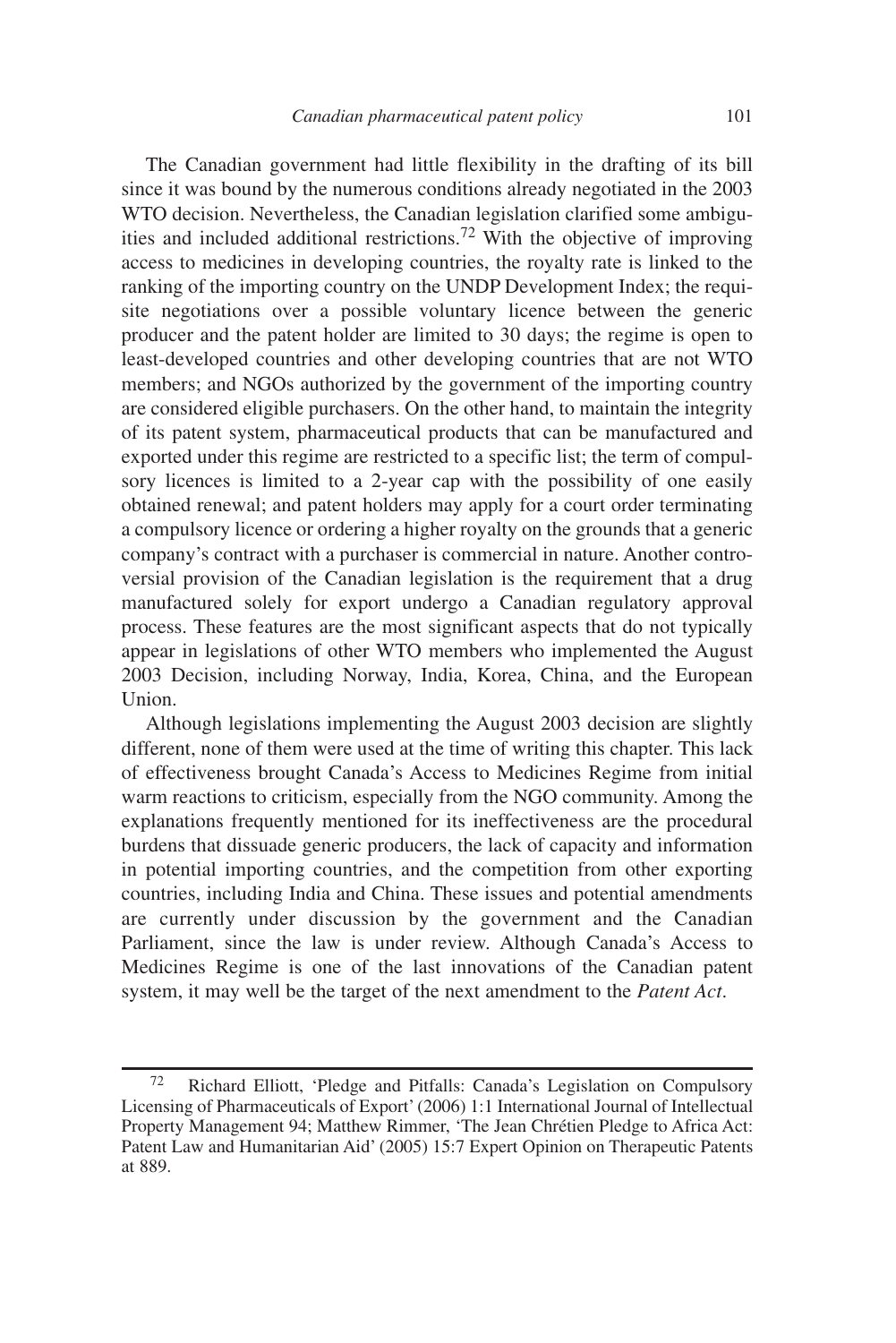The Canadian government had little flexibility in the drafting of its bill since it was bound by the numerous conditions already negotiated in the 2003 WTO decision. Nevertheless, the Canadian legislation clarified some ambiguities and included additional restrictions.[72] With the objective of improving access to medicines in developing countries, the royalty rate is linked to the ranking of the importing country on the UNDP Development Index; the requisite negotiations over a possible voluntary licence between the generic producer and the patent holder are limited to 30 days; the regime is open to least-developed countries and other developing countries that are not WTO members; and NGOs authorized by the government of the importing country are considered eligible purchasers. On the other hand, to maintain the integrity of its patent system, pharmaceutical products that can be manufactured and exported under this regime are restricted to a specific list; the term of compulsory licences is limited to a 2-year cap with the possibility of one easily obtained renewal; and patent holders may apply for a court order terminating a compulsory licence or ordering a higher royalty on the grounds that a generic company's contract with a purchaser is commercial in nature. Another controversial provision of the Canadian legislation is the requirement that a drug manufactured solely for export undergo a Canadian regulatory approval process. These features are the most significant aspects that do not typically appear in legislations of other WTO members who implemented the August 2003 Decision, including Norway, India, Korea, China, and the European Union.

Although legislations implementing the August 2003 decision are slightly different, none of them were used at the time of writing this chapter. This lack of effectiveness brought Canada's Access to Medicines Regime from initial warm reactions to criticism, especially from the NGO community. Among the explanations frequently mentioned for its ineffectiveness are the procedural burdens that dissuade generic producers, the lack of capacity and information in potential importing countries, and the competition from other exporting countries, including India and China. These issues and potential amendments are currently under discussion by the government and the Canadian Parliament, since the law is under review. Although Canada's Access to Medicines Regime is one of the last innovations of the Canadian patent system, it may well be the target of the next amendment to the *Patent Act*.

[72] Richard Elliott, 'Pledge and Pitfalls: Canada's Legislation on Compulsory Licensing of Pharmaceuticals of Export' (2006) 1:1 International Journal of Intellectual Property Management 94; Matthew Rimmer, 'The Jean Chrétien Pledge to Africa Act: Patent Law and Humanitarian Aid' (2005) 15:7 Expert Opinion on Therapeutic Patents at 889.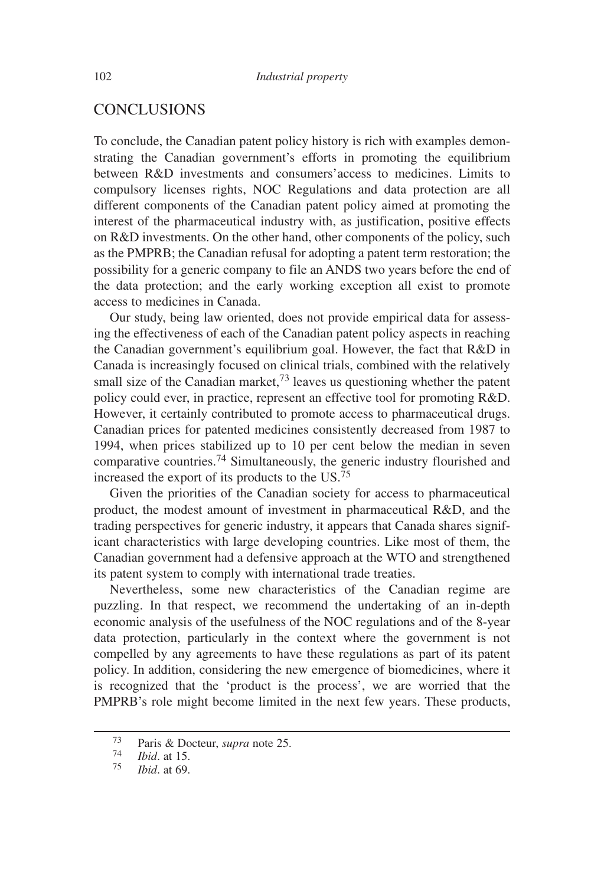## CONCLUSIONS

To conclude, the Canadian patent policy history is rich with examples demonstrating the Canadian government's efforts in promoting the equilibrium between R&D investments and consumers' access to medicines. Limits to compulsory licenses rights, NOC Regulations and data protection are all different components of the Canadian patent policy aimed at promoting the interest of the pharmaceutical industry with, as justification, positive effects on R&D investments. On the other hand, other components of the policy, such as the PMPRB; the Canadian refusal for adopting a patent term restoration; the possibility for a generic company to file an ANDS two years before the end of the data protection; and the early working exception all exist to promote access to medicines in Canada.

Our study, being law oriented, does not provide empirical data for assessing the effectiveness of each of the Canadian patent policy aspects in reaching the Canadian government's equilibrium goal. However, the fact that R&D in Canada is increasingly focused on clinical trials, combined with the relatively small size of the Canadian market,[73] leaves us questioning whether the patent policy could ever, in practice, represent an effective tool for promoting R&D. However, it certainly contributed to promote access to pharmaceutical drugs. Canadian prices for patented medicines consistently decreased from 1987 to 1994, when prices stabilized up to 10 per cent below the median in seven comparative countries.[74] Simultaneously, the generic industry flourished and increased the export of its products to the US.[75]

Given the priorities of the Canadian society for access to pharmaceutical product, the modest amount of investment in pharmaceutical R&D, and the trading perspectives for generic industry, it appears that Canada shares significant characteristics with large developing countries. Like most of them, the Canadian government had a defensive approach at the WTO and strengthened its patent system to comply with international trade treaties.

Nevertheless, some new characteristics of the Canadian regime are puzzling. In that respect, we recommend the undertaking of an in-depth economic analysis of the usefulness of the NOC regulations and of the 8-year data protection, particularly in the context where the government is not compelled by any agreements to have these regulations as part of its patent policy. In addition, considering the new emergence of biomedicines, where it is recognized that the 'product is the process', we are worried that the PMPRB's role might become limited in the next few years. These products,

---

[73] Paris & Docteur, *supra* note 25.

[74] *Ibid*. at 15.

[75] *Ibid*. at 69.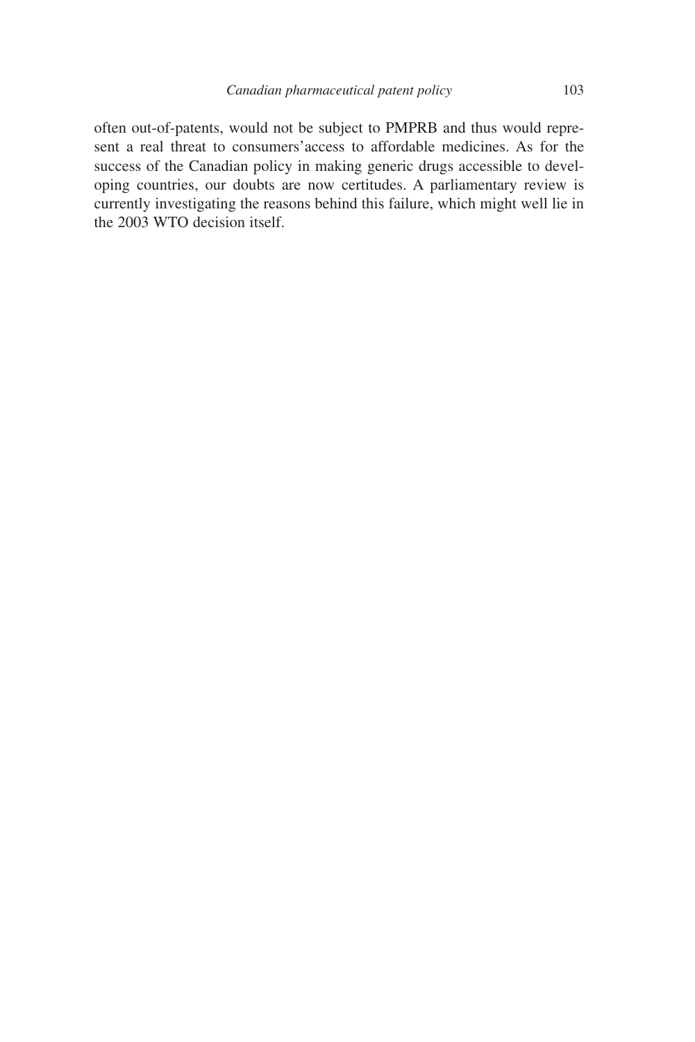often out-of-patents, would not be subject to PMPRB and thus would represent a real threat to consumers'access to affordable medicines. As for the success of the Canadian policy in making generic drugs accessible to developing countries, our doubts are now certitudes. A parliamentary review is currently investigating the reasons behind this failure, which might well lie in the 2003 WTO decision itself.